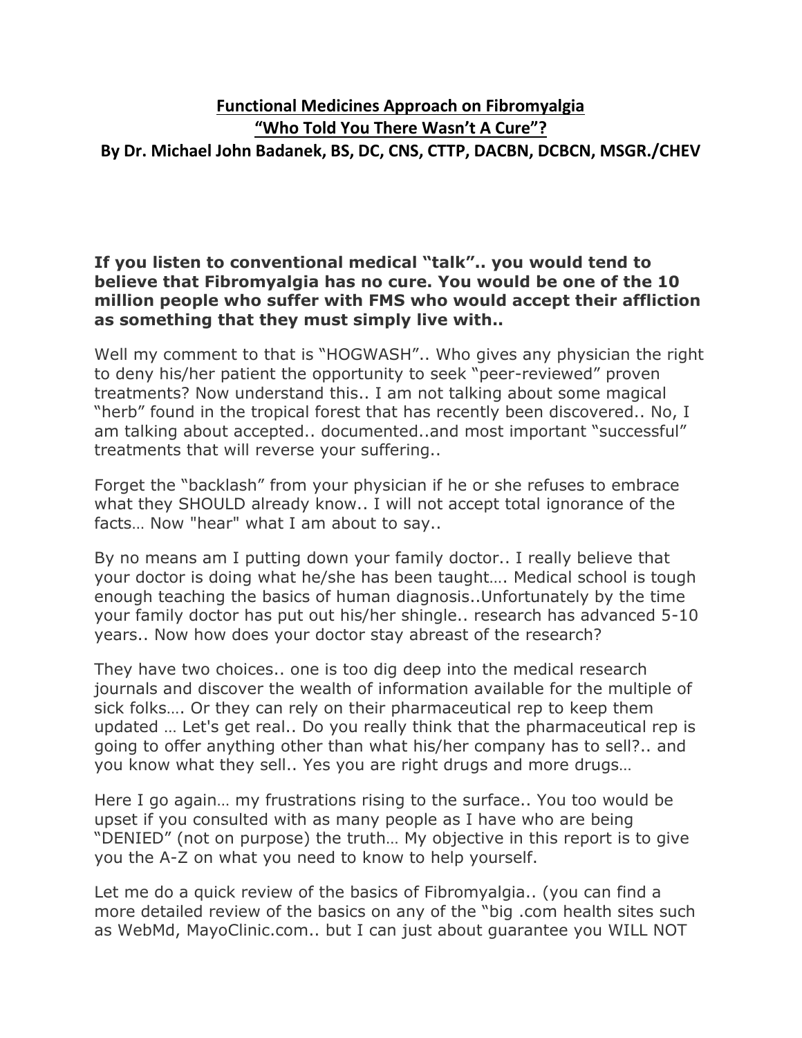# Functional Medicines Approach on Fibromyalgia

## "Who Told You There Wasn't A Cure"?

### By Dr. Michael John Badanek, BS, DC, CNS, CTTP, DACBN, DCBCN, MSGR./CHEV

**If you listen to conventional medical "talk".. you would tend to believe that Fibromyalgia has no cure. You would be one of the 10 million people who suffer with FMS who would accept their affliction as something that they must simply live with..**

Well my comment to that is "HOGWASH".. Who gives any physician the right to deny his/her patient the opportunity to seek "peer-reviewed" proven treatments? Now understand this.. I am not talking about some magical "herb" found in the tropical forest that has recently been discovered.. No, I am talking about accepted.. documented..and most important "successful" treatments that will reverse your suffering..

Forget the "backlash" from your physician if he or she refuses to embrace what they SHOULD already know.. I will not accept total ignorance of the facts… Now "hear" what I am about to say..

By no means am I putting down your family doctor.. I really believe that your doctor is doing what he/she has been taught…. Medical school is tough enough teaching the basics of human diagnosis..Unfortunately by the time your family doctor has put out his/her shingle.. research has advanced 5-10 years.. Now how does your doctor stay abreast of the research?

They have two choices.. one is too dig deep into the medical research journals and discover the wealth of information available for the multiple of sick folks…. Or they can rely on their pharmaceutical rep to keep them updated … Let's get real.. Do you really think that the pharmaceutical rep is going to offer anything other than what his/her company has to sell?.. and you know what they sell.. Yes you are right drugs and more drugs…

Here I go again… my frustrations rising to the surface.. You too would be upset if you consulted with as many people as I have who are being "DENIED" (not on purpose) the truth… My objective in this report is to give you the A-Z on what you need to know to help yourself.

Let me do a quick review of the basics of Fibromyalgia.. (you can find a more detailed review of the basics on any of the "big .com health sites such as WebMd, MayoClinic.com.. but I can just about guarantee you WILL NOT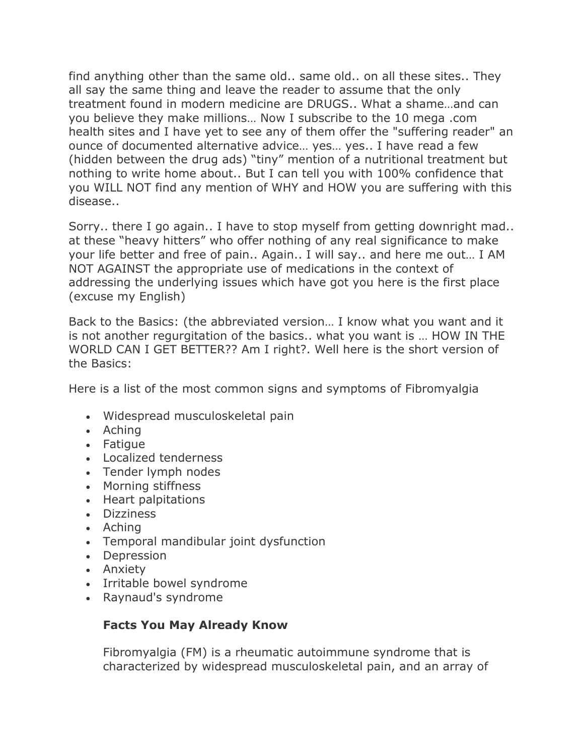find anything other than the same old.. same old.. on all these sites.. They all say the same thing and leave the reader to assume that the only treatment found in modern medicine are DRUGS.. What a shame…and can you believe they make millions… Now I subscribe to the 10 mega .com health sites and I have yet to see any of them offer the "suffering reader" an ounce of documented alternative advice… yes… yes.. I have read a few (hidden between the drug ads) "tiny" mention of a nutritional treatment but nothing to write home about.. But I can tell you with 100% confidence that you WILL NOT find any mention of WHY and HOW you are suffering with this disease..

Sorry.. there I go again.. I have to stop myself from getting downright mad.. at these "heavy hitters" who offer nothing of any real significance to make your life better and free of pain.. Again.. I will say.. and here me out… I AM NOT AGAINST the appropriate use of medications in the context of addressing the underlying issues which have got you here is the first place (excuse my English)

Back to the Basics: (the abbreviated version… I know what you want and it is not another regurgitation of the basics.. what you want is … HOW IN THE WORLD CAN I GET BETTER?? Am I right?. Well here is the short version of the Basics:

Here is a list of the most common signs and symptoms of Fibromyalgia

- Widespread musculoskeletal pain
- Aching
- Fatigue
- Localized tenderness
- Tender lymph nodes
- Morning stiffness
- Heart palpitations
- Dizziness
- Aching
- Temporal mandibular joint dysfunction
- Depression
- Anxiety
- Irritable bowel syndrome
- Raynaud's syndrome

**Facts You May Already Know**

Fibromyalgia (FM) is a rheumatic autoimmune syndrome that is characterized by widespread musculoskeletal pain, and an array of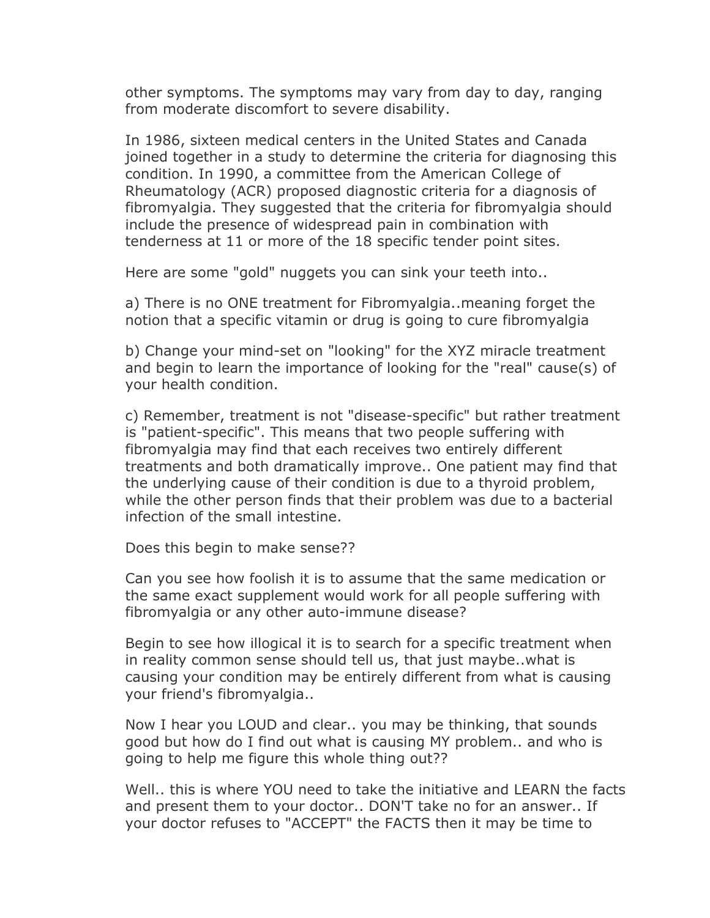other symptoms. The symptoms may vary from day to day, ranging from moderate discomfort to severe disability.

In 1986, sixteen medical centers in the United States and Canada joined together in a study to determine the criteria for diagnosing this condition. In 1990, a committee from the American College of Rheumatology (ACR) proposed diagnostic criteria for a diagnosis of fibromyalgia. They suggested that the criteria for fibromyalgia should include the presence of widespread pain in combination with tenderness at 11 or more of the 18 specific tender point sites.

Here are some "gold" nuggets you can sink your teeth into..

a) There is no ONE treatment for Fibromyalgia..meaning forget the notion that a specific vitamin or drug is going to cure fibromyalgia

b) Change your mind-set on "looking" for the XYZ miracle treatment and begin to learn the importance of looking for the "real" cause(s) of your health condition.

c) Remember, treatment is not "disease-specific" but rather treatment is "patient-specific". This means that two people suffering with fibromyalgia may find that each receives two entirely different treatments and both dramatically improve.. One patient may find that the underlying cause of their condition is due to a thyroid problem, while the other person finds that their problem was due to a bacterial infection of the small intestine.

Does this begin to make sense??

Can you see how foolish it is to assume that the same medication or the same exact supplement would work for all people suffering with fibromyalgia or any other auto-immune disease?

Begin to see how illogical it is to search for a specific treatment when in reality common sense should tell us, that just maybe..what is causing your condition may be entirely different from what is causing your friend's fibromyalgia..

Now I hear you LOUD and clear.. you may be thinking, that sounds good but how do I find out what is causing MY problem.. and who is going to help me figure this whole thing out??

Well.. this is where YOU need to take the initiative and LEARN the facts and present them to your doctor.. DON'T take no for an answer.. If your doctor refuses to "ACCEPT" the FACTS then it may be time to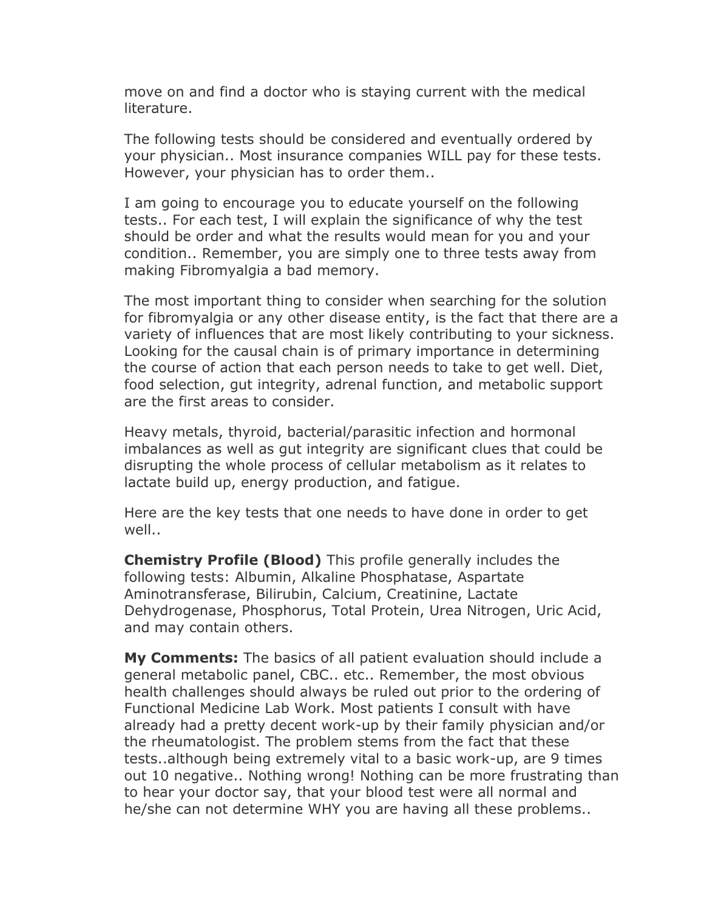move on and find a doctor who is staying current with the medical literature.

The following tests should be considered and eventually ordered by your physician.. Most insurance companies WILL pay for these tests. However, your physician has to order them..

I am going to encourage you to educate yourself on the following tests.. For each test, I will explain the significance of why the test should be order and what the results would mean for you and your condition.. Remember, you are simply one to three tests away from making Fibromyalgia a bad memory.

The most important thing to consider when searching for the solution for fibromyalgia or any other disease entity, is the fact that there are a variety of influences that are most likely contributing to your sickness. Looking for the causal chain is of primary importance in determining the course of action that each person needs to take to get well. Diet, food selection, gut integrity, adrenal function, and metabolic support are the first areas to consider.

Heavy metals, thyroid, bacterial/parasitic infection and hormonal imbalances as well as gut integrity are significant clues that could be disrupting the whole process of cellular metabolism as it relates to lactate build up, energy production, and fatigue.

Here are the key tests that one needs to have done in order to get well..

**Chemistry Profile (Blood)** This profile generally includes the following tests: Albumin, Alkaline Phosphatase, Aspartate Aminotransferase, Bilirubin, Calcium, Creatinine, Lactate Dehydrogenase, Phosphorus, Total Protein, Urea Nitrogen, Uric Acid, and may contain others.

**My Comments:** The basics of all patient evaluation should include a general metabolic panel, CBC.. etc.. Remember, the most obvious health challenges should always be ruled out prior to the ordering of Functional Medicine Lab Work. Most patients I consult with have already had a pretty decent work-up by their family physician and/or the rheumatologist. The problem stems from the fact that these tests..although being extremely vital to a basic work-up, are 9 times out 10 negative.. Nothing wrong! Nothing can be more frustrating than to hear your doctor say, that your blood test were all normal and he/she can not determine WHY you are having all these problems..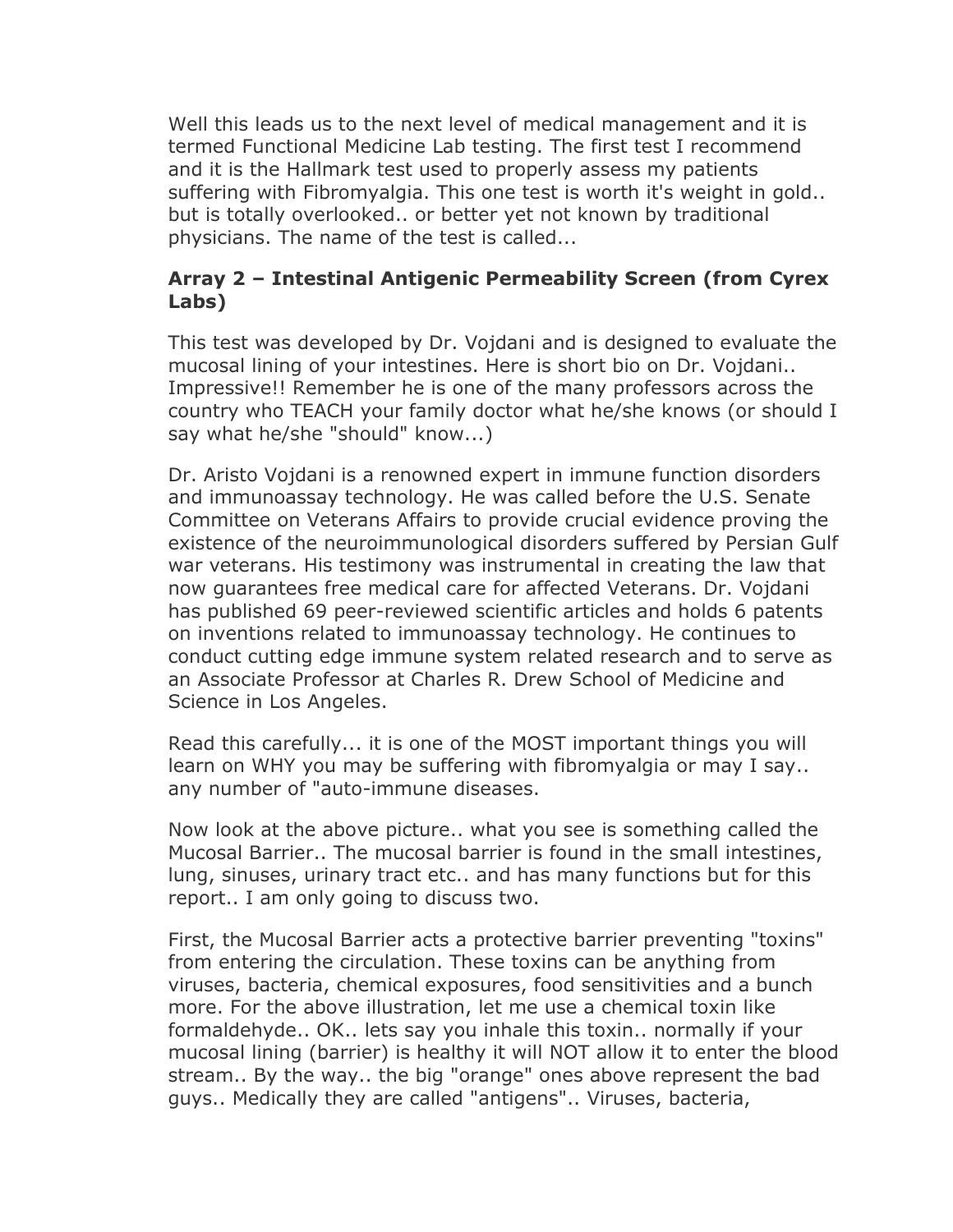Well this leads us to the next level of medical management and it is termed Functional Medicine Lab testing. The first test I recommend and it is the Hallmark test used to properly assess my patients suffering with Fibromyalgia. This one test is worth it's weight in gold.. but is totally overlooked.. or better yet not known by traditional physicians. The name of the test is called...

**Array 2 – Intestinal Antigenic Permeability Screen (from Cyrex Labs)**

This test was developed by Dr. Vojdani and is designed to evaluate the mucosal lining of your intestines. Here is short bio on Dr. Vojdani.. Impressive!! Remember he is one of the many professors across the country who TEACH your family doctor what he/she knows (or should I say what he/she "should" know...)

Dr. Aristo Vojdani is a renowned expert in immune function disorders and immunoassay technology. He was called before the U.S. Senate Committee on Veterans Affairs to provide crucial evidence proving the existence of the neuroimmunological disorders suffered by Persian Gulf war veterans. His testimony was instrumental in creating the law that now guarantees free medical care for affected Veterans. Dr. Vojdani has published 69 peer-reviewed scientific articles and holds 6 patents on inventions related to immunoassay technology. He continues to conduct cutting edge immune system related research and to serve as an Associate Professor at Charles R. Drew School of Medicine and Science in Los Angeles.

Read this carefully... it is one of the MOST important things you will learn on WHY you may be suffering with fibromyalgia or may I say.. any number of "auto-immune diseases.

Now look at the above picture.. what you see is something called the Mucosal Barrier.. The mucosal barrier is found in the small intestines, lung, sinuses, urinary tract etc.. and has many functions but for this report.. I am only going to discuss two.

First, the Mucosal Barrier acts a protective barrier preventing "toxins" from entering the circulation. These toxins can be anything from viruses, bacteria, chemical exposures, food sensitivities and a bunch more. For the above illustration, let me use a chemical toxin like formaldehyde.. OK.. lets say you inhale this toxin.. normally if your mucosal lining (barrier) is healthy it will NOT allow it to enter the blood stream.. By the way.. the big "orange" ones above represent the bad guys.. Medically they are called "antigens".. Viruses, bacteria,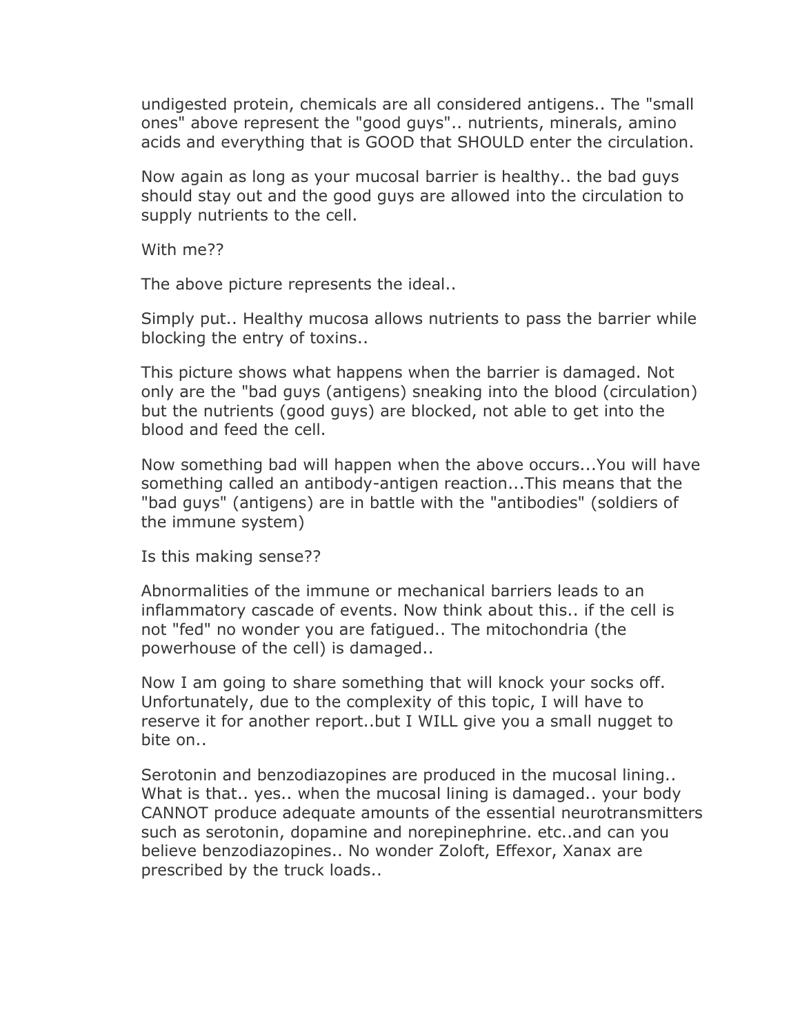undigested protein, chemicals are all considered antigens.. The "small ones" above represent the "good guys".. nutrients, minerals, amino acids and everything that is GOOD that SHOULD enter the circulation.

Now again as long as your mucosal barrier is healthy.. the bad guys should stay out and the good guys are allowed into the circulation to supply nutrients to the cell.

With me??

The above picture represents the ideal..

Simply put.. Healthy mucosa allows nutrients to pass the barrier while blocking the entry of toxins..

This picture shows what happens when the barrier is damaged. Not only are the "bad guys (antigens) sneaking into the blood (circulation) but the nutrients (good guys) are blocked, not able to get into the blood and feed the cell.

Now something bad will happen when the above occurs...You will have something called an antibody-antigen reaction...This means that the "bad guys" (antigens) are in battle with the "antibodies" (soldiers of the immune system)

Is this making sense??

Abnormalities of the immune or mechanical barriers leads to an inflammatory cascade of events. Now think about this.. if the cell is not "fed" no wonder you are fatigued.. The mitochondria (the powerhouse of the cell) is damaged..

Now I am going to share something that will knock your socks off. Unfortunately, due to the complexity of this topic, I will have to reserve it for another report..but I WILL give you a small nugget to bite on..

Serotonin and benzodiazopines are produced in the mucosal lining.. What is that.. yes.. when the mucosal lining is damaged.. your body CANNOT produce adequate amounts of the essential neurotransmitters such as serotonin, dopamine and norepinephrine. etc..and can you believe benzodiazopines.. No wonder Zoloft, Effexor, Xanax are prescribed by the truck loads..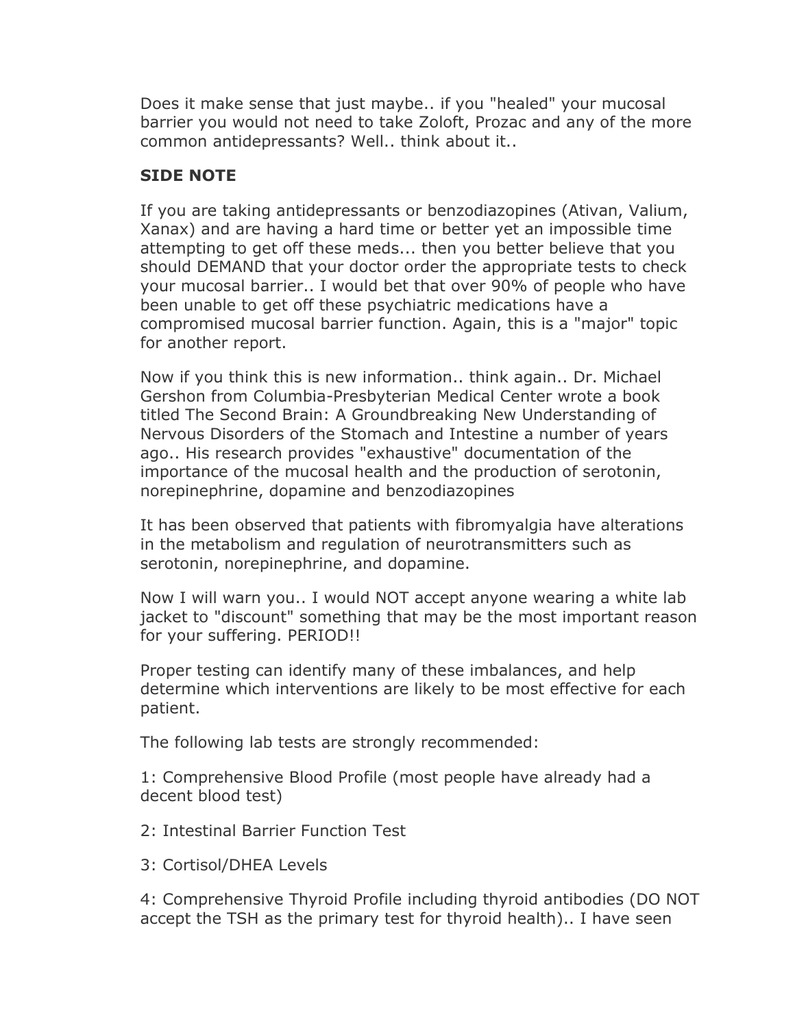Does it make sense that just maybe.. if you "healed" your mucosal barrier you would not need to take Zoloft, Prozac and any of the more common antidepressants? Well.. think about it..

**SIDE NOTE**

If you are taking antidepressants or benzodiazopines (Ativan, Valium, Xanax) and are having a hard time or better yet an impossible time attempting to get off these meds... then you better believe that you should DEMAND that your doctor order the appropriate tests to check your mucosal barrier.. I would bet that over 90% of people who have been unable to get off these psychiatric medications have a compromised mucosal barrier function. Again, this is a "major" topic for another report.

Now if you think this is new information.. think again.. Dr. Michael Gershon from Columbia-Presbyterian Medical Center wrote a book titled The Second Brain: A Groundbreaking New Understanding of Nervous Disorders of the Stomach and Intestine a number of years ago.. His research provides "exhaustive" documentation of the importance of the mucosal health and the production of serotonin, norepinephrine, dopamine and benzodiazopines

It has been observed that patients with fibromyalgia have alterations in the metabolism and regulation of neurotransmitters such as serotonin, norepinephrine, and dopamine.

Now I will warn you.. I would NOT accept anyone wearing a white lab jacket to "discount" something that may be the most important reason for your suffering. PERIOD!!

Proper testing can identify many of these imbalances, and help determine which interventions are likely to be most effective for each patient.

The following lab tests are strongly recommended:

1: Comprehensive Blood Profile (most people have already had a decent blood test)

2: Intestinal Barrier Function Test

3: Cortisol/DHEA Levels

4: Comprehensive Thyroid Profile including thyroid antibodies (DO NOT accept the TSH as the primary test for thyroid health).. I have seen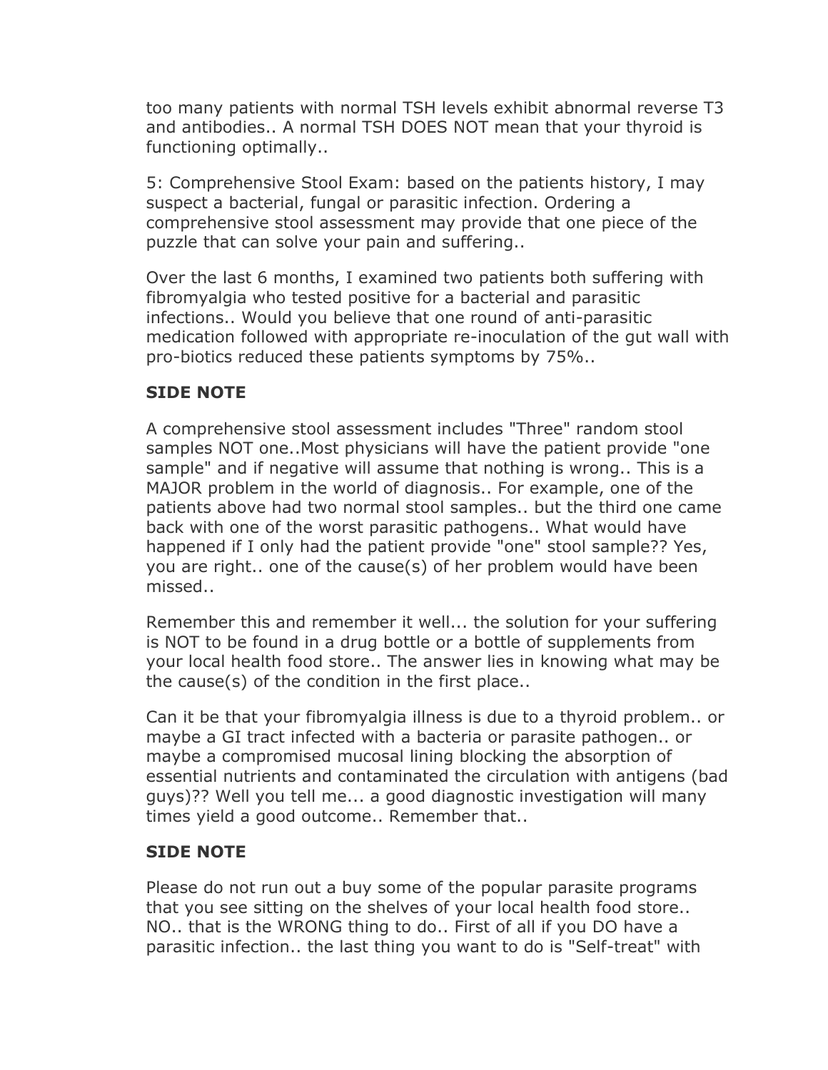too many patients with normal TSH levels exhibit abnormal reverse T3 and antibodies.. A normal TSH DOES NOT mean that your thyroid is functioning optimally..

5: Comprehensive Stool Exam: based on the patients history, I may suspect a bacterial, fungal or parasitic infection. Ordering a comprehensive stool assessment may provide that one piece of the puzzle that can solve your pain and suffering..

Over the last 6 months, I examined two patients both suffering with fibromyalgia who tested positive for a bacterial and parasitic infections.. Would you believe that one round of anti-parasitic medication followed with appropriate re-inoculation of the gut wall with pro-biotics reduced these patients symptoms by 75%..

**SIDE NOTE**

A comprehensive stool assessment includes "Three" random stool samples NOT one..Most physicians will have the patient provide "one sample" and if negative will assume that nothing is wrong.. This is a MAJOR problem in the world of diagnosis.. For example, one of the patients above had two normal stool samples.. but the third one came back with one of the worst parasitic pathogens.. What would have happened if I only had the patient provide "one" stool sample?? Yes, you are right.. one of the cause(s) of her problem would have been missed..

Remember this and remember it well... the solution for your suffering is NOT to be found in a drug bottle or a bottle of supplements from your local health food store.. The answer lies in knowing what may be the cause(s) of the condition in the first place..

Can it be that your fibromyalgia illness is due to a thyroid problem.. or maybe a GI tract infected with a bacteria or parasite pathogen.. or maybe a compromised mucosal lining blocking the absorption of essential nutrients and contaminated the circulation with antigens (bad guys)?? Well you tell me... a good diagnostic investigation will many times yield a good outcome.. Remember that..

**SIDE NOTE**

Please do not run out a buy some of the popular parasite programs that you see sitting on the shelves of your local health food store.. NO.. that is the WRONG thing to do.. First of all if you DO have a parasitic infection.. the last thing you want to do is "Self-treat" with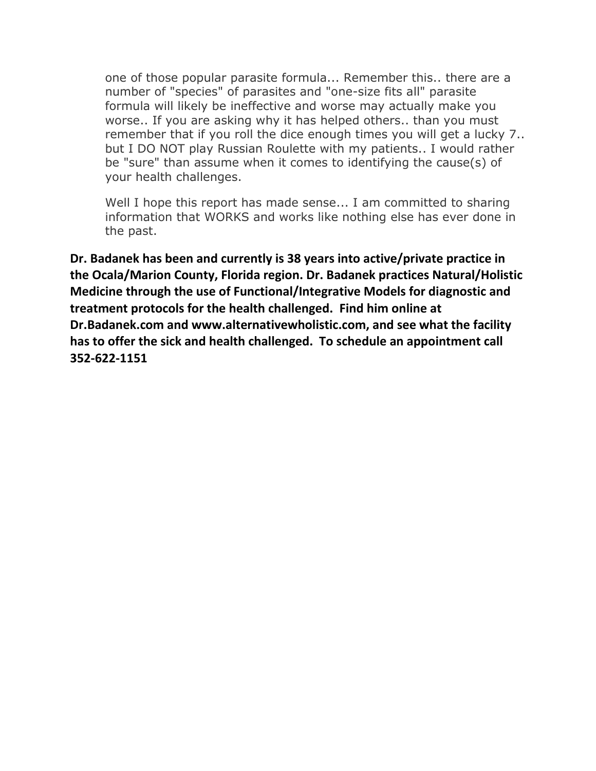one of those popular parasite formula... Remember this.. there are a number of "species" of parasites and "one-size fits all" parasite formula will likely be ineffective and worse may actually make you worse.. If you are asking why it has helped others.. than you must remember that if you roll the dice enough times you will get a lucky 7.. but I DO NOT play Russian Roulette with my patients.. I would rather be "sure" than assume when it comes to identifying the cause(s) of your health challenges.

Well I hope this report has made sense... I am committed to sharing information that WORKS and works like nothing else has ever done in the past.

**Dr. Badanek has been and currently is 38 years into active/private practice in the Ocala/Marion County, Florida region. Dr. Badanek practices Natural/Holistic Medicine through the use of Functional/Integrative Models for diagnostic and treatment protocols for the health challenged. Find him online at Dr.Badanek.com and www.alternativewholistic.com, and see what the facility has to offer the sick and health challenged. To schedule an appointment call 352-622-1151**